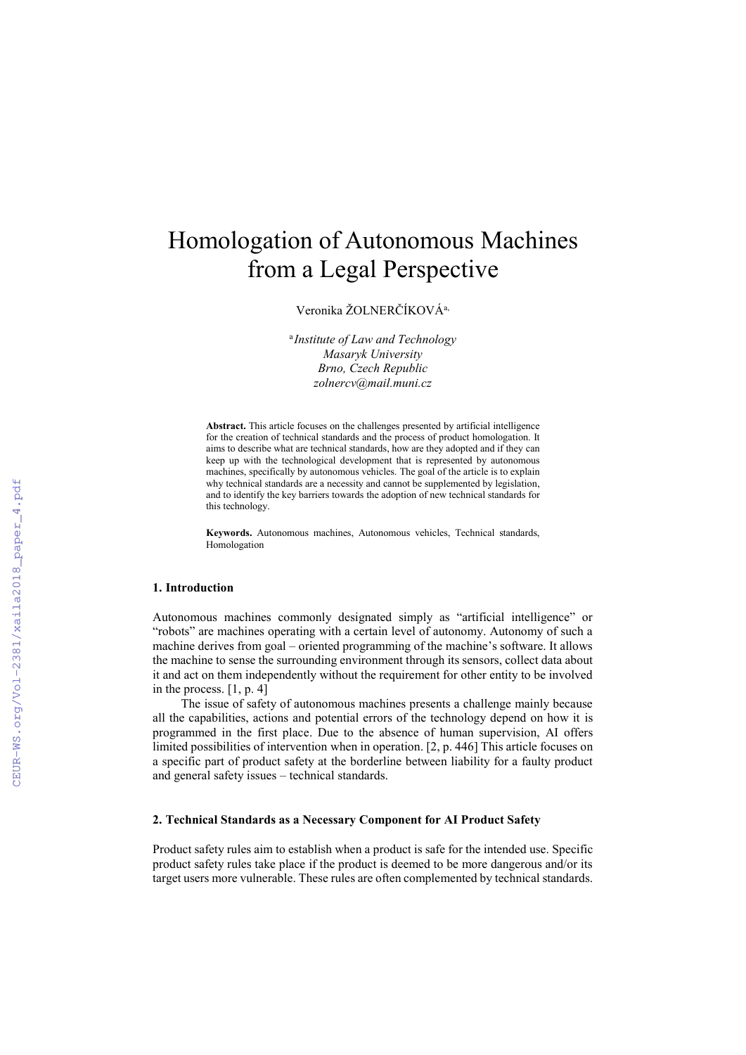# Homologation of Autonomous Machines from a Legal Perspective

Veronika ŽOLNERČÍKOVÁ[a]

[a] *Institute of Law and Technology*
*Masaryk University*
*Brno, Czech Republic*
*zolnercv@mail.muni.cz*

**Abstract.** This article focuses on the challenges presented by artificial intelligence for the creation of technical standards and the process of product homologation. It aims to describe what are technical standards, how are they adopted and if they can keep up with the technological development that is represented by autonomous machines, specifically by autonomous vehicles. The goal of the article is to explain why technical standards are a necessity and cannot be supplemented by legislation, and to identify the key barriers towards the adoption of new technical standards for this technology.

**Keywords.** Autonomous machines, Autonomous vehicles, Technical standards, Homologation

## 1. Introduction

Autonomous machines commonly designated simply as "artificial intelligence" or "robots" are machines operating with a certain level of autonomy. Autonomy of such a machine derives from goal – oriented programming of the machine's software. It allows the machine to sense the surrounding environment through its sensors, collect data about it and act on them independently without the requirement for other entity to be involved in the process. [1, p. 4]

The issue of safety of autonomous machines presents a challenge mainly because all the capabilities, actions and potential errors of the technology depend on how it is programmed in the first place. Due to the absence of human supervision, AI offers limited possibilities of intervention when in operation. [2, p. 446] This article focuses on a specific part of product safety at the borderline between liability for a faulty product and general safety issues – technical standards.

## 2. Technical Standards as a Necessary Component for AI Product Safety

Product safety rules aim to establish when a product is safe for the intended use. Specific product safety rules take place if the product is deemed to be more dangerous and/or its target users more vulnerable. These rules are often complemented by technical standards.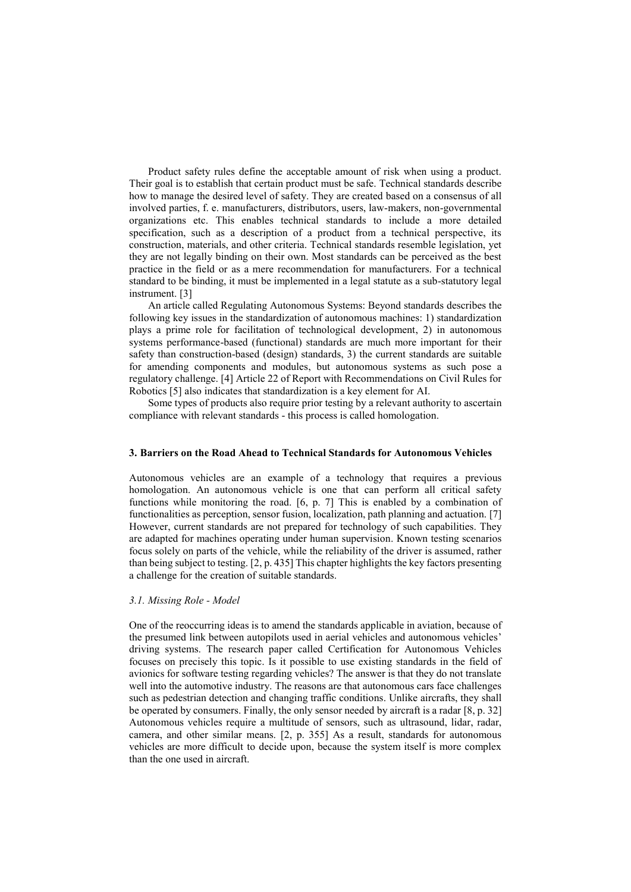Product safety rules define the acceptable amount of risk when using a product. Their goal is to establish that certain product must be safe. Technical standards describe how to manage the desired level of safety. They are created based on a consensus of all involved parties, f. e. manufacturers, distributors, users, law-makers, non-governmental organizations etc. This enables technical standards to include a more detailed specification, such as a description of a product from a technical perspective, its construction, materials, and other criteria. Technical standards resemble legislation, yet they are not legally binding on their own. Most standards can be perceived as the best practice in the field or as a mere recommendation for manufacturers. For a technical standard to be binding, it must be implemented in a legal statute as a sub-statutory legal instrument. [3]

An article called Regulating Autonomous Systems: Beyond standards describes the following key issues in the standardization of autonomous machines: 1) standardization plays a prime role for facilitation of technological development, 2) in autonomous systems performance-based (functional) standards are much more important for their safety than construction-based (design) standards, 3) the current standards are suitable for amending components and modules, but autonomous systems as such pose a regulatory challenge. [4] Article 22 of Report with Recommendations on Civil Rules for Robotics [5] also indicates that standardization is a key element for AI.

Some types of products also require prior testing by a relevant authority to ascertain compliance with relevant standards - this process is called homologation.

## 3. Barriers on the Road Ahead to Technical Standards for Autonomous Vehicles

Autonomous vehicles are an example of a technology that requires a previous homologation. An autonomous vehicle is one that can perform all critical safety functions while monitoring the road. [6, p. 7] This is enabled by a combination of functionalities as perception, sensor fusion, localization, path planning and actuation. [7] However, current standards are not prepared for technology of such capabilities. They are adapted for machines operating under human supervision. Known testing scenarios focus solely on parts of the vehicle, while the reliability of the driver is assumed, rather than being subject to testing. [2, p. 435] This chapter highlights the key factors presenting a challenge for the creation of suitable standards.

### *3.1. Missing Role - Model*

One of the reoccurring ideas is to amend the standards applicable in aviation, because of the presumed link between autopilots used in aerial vehicles and autonomous vehicles' driving systems. The research paper called Certification for Autonomous Vehicles focuses on precisely this topic. Is it possible to use existing standards in the field of avionics for software testing regarding vehicles? The answer is that they do not translate well into the automotive industry. The reasons are that autonomous cars face challenges such as pedestrian detection and changing traffic conditions. Unlike aircrafts, they shall be operated by consumers. Finally, the only sensor needed by aircraft is a radar [8, p. 32] Autonomous vehicles require a multitude of sensors, such as ultrasound, lidar, radar, camera, and other similar means. [2, p. 355] As a result, standards for autonomous vehicles are more difficult to decide upon, because the system itself is more complex than the one used in aircraft.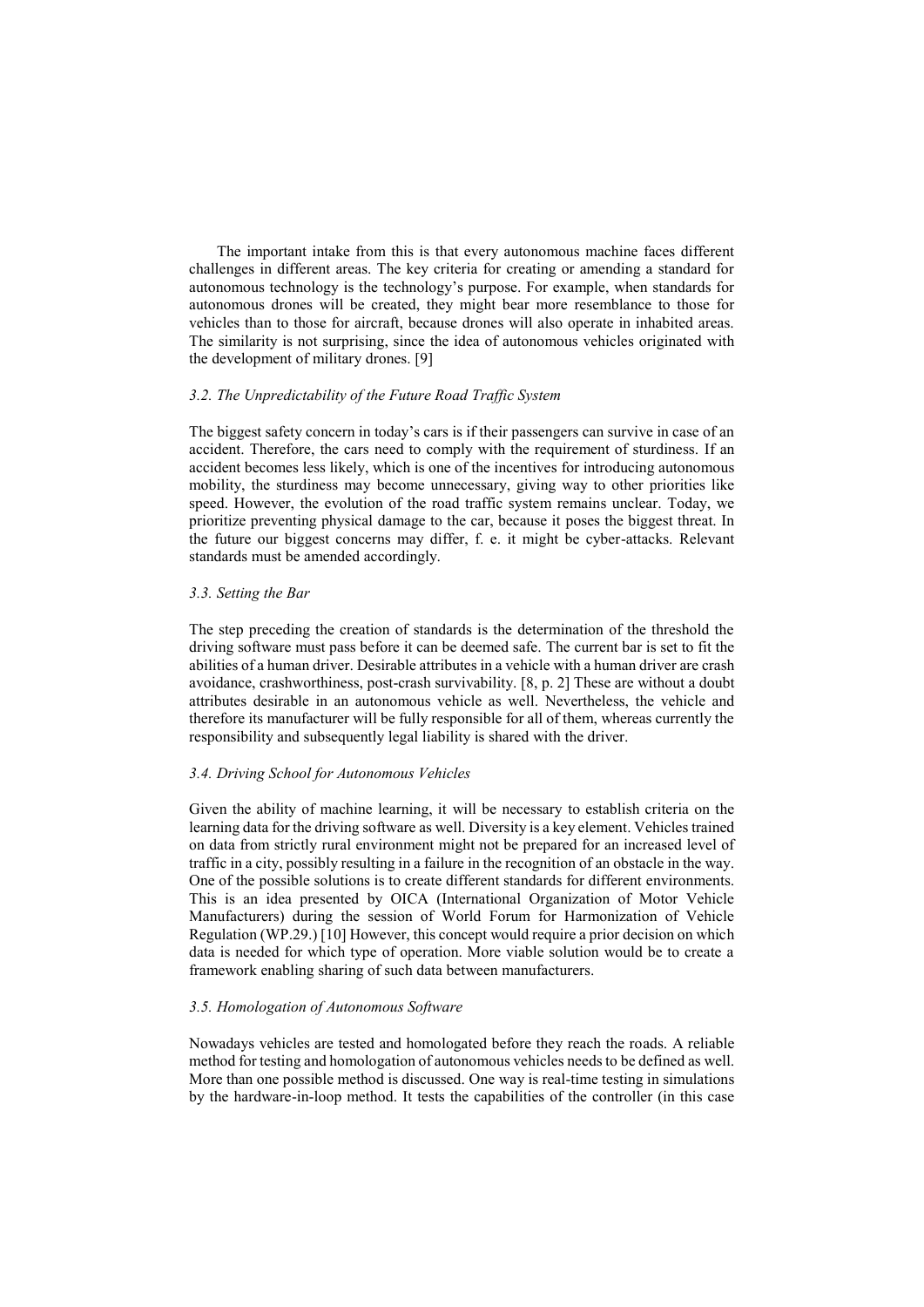The important intake from this is that every autonomous machine faces different challenges in different areas. The key criteria for creating or amending a standard for autonomous technology is the technology's purpose. For example, when standards for autonomous drones will be created, they might bear more resemblance to those for vehicles than to those for aircraft, because drones will also operate in inhabited areas. The similarity is not surprising, since the idea of autonomous vehicles originated with the development of military drones. [9]

### *3.2. The Unpredictability of the Future Road Traffic System*

The biggest safety concern in today's cars is if their passengers can survive in case of an accident. Therefore, the cars need to comply with the requirement of sturdiness. If an accident becomes less likely, which is one of the incentives for introducing autonomous mobility, the sturdiness may become unnecessary, giving way to other priorities like speed. However, the evolution of the road traffic system remains unclear. Today, we prioritize preventing physical damage to the car, because it poses the biggest threat. In the future our biggest concerns may differ, f. e. it might be cyber-attacks. Relevant standards must be amended accordingly.

### *3.3. Setting the Bar*

The step preceding the creation of standards is the determination of the threshold the driving software must pass before it can be deemed safe. The current bar is set to fit the abilities of a human driver. Desirable attributes in a vehicle with a human driver are crash avoidance, crashworthiness, post-crash survivability. [8, p. 2] These are without a doubt attributes desirable in an autonomous vehicle as well. Nevertheless, the vehicle and therefore its manufacturer will be fully responsible for all of them, whereas currently the responsibility and subsequently legal liability is shared with the driver.

### *3.4. Driving School for Autonomous Vehicles*

Given the ability of machine learning, it will be necessary to establish criteria on the learning data for the driving software as well. Diversity is a key element. Vehicles trained on data from strictly rural environment might not be prepared for an increased level of traffic in a city, possibly resulting in a failure in the recognition of an obstacle in the way. One of the possible solutions is to create different standards for different environments. This is an idea presented by OICA (International Organization of Motor Vehicle Manufacturers) during the session of World Forum for Harmonization of Vehicle Regulation (WP.29.) [10] However, this concept would require a prior decision on which data is needed for which type of operation. More viable solution would be to create a framework enabling sharing of such data between manufacturers.

### *3.5. Homologation of Autonomous Software*

Nowadays vehicles are tested and homologated before they reach the roads. A reliable method for testing and homologation of autonomous vehicles needs to be defined as well. More than one possible method is discussed. One way is real-time testing in simulations by the hardware-in-loop method. It tests the capabilities of the controller (in this case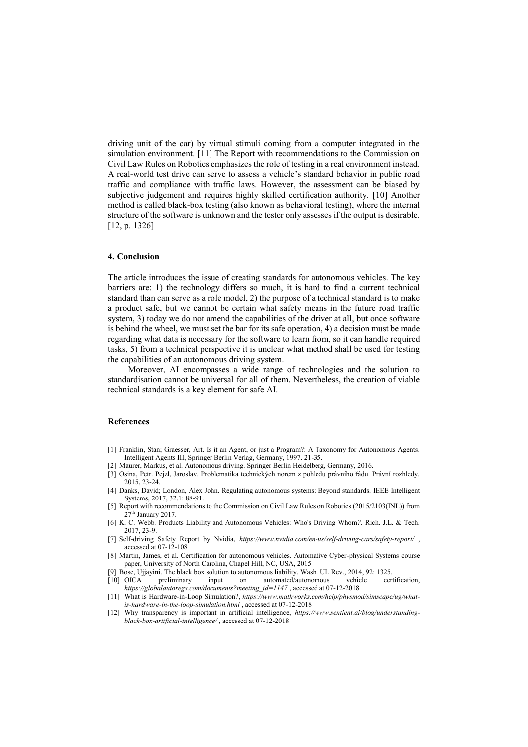driving unit of the car) by virtual stimuli coming from a computer integrated in the simulation environment. [11] The Report with recommendations to the Commission on Civil Law Rules on Robotics emphasizes the role of testing in a real environment instead. A real-world test drive can serve to assess a vehicle's standard behavior in public road traffic and compliance with traffic laws. However, the assessment can be biased by subjective judgement and requires highly skilled certification authority. [10] Another method is called black-box testing (also known as behavioral testing), where the internal structure of the software is unknown and the tester only assesses if the output is desirable. [12, p. 1326]

## 4. Conclusion

The article introduces the issue of creating standards for autonomous vehicles. The key barriers are: 1) the technology differs so much, it is hard to find a current technical standard than can serve as a role model, 2) the purpose of a technical standard is to make a product safe, but we cannot be certain what safety means in the future road traffic system, 3) today we do not amend the capabilities of the driver at all, but once software is behind the wheel, we must set the bar for its safe operation, 4) a decision must be made regarding what data is necessary for the software to learn from, so it can handle required tasks, 5) from a technical perspective it is unclear what method shall be used for testing the capabilities of an autonomous driving system.

Moreover, AI encompasses a wide range of technologies and the solution to standardisation cannot be universal for all of them. Nevertheless, the creation of viable technical standards is a key element for safe AI.

## References

[1] Franklin, Stan; Graesser, Art. Is it an Agent, or just a Program?: A Taxonomy for Autonomous Agents. Intelligent Agents III, Springer Berlin Verlag, Germany, 1997. 21-35.

[2] Maurer, Markus, et al. Autonomous driving. Springer Berlin Heidelberg, Germany, 2016.

[3] Osina, Petr. Pejzl, Jaroslav. Problematika technických norem z pohledu právního řádu. Právní rozhledy. 2015, 23-24.

[4] Danks, David; London, Alex John. Regulating autonomous systems: Beyond standards. IEEE Intelligent Systems, 2017, 32.1: 88-91.

[5] Report with recommendations to the Commission on Civil Law Rules on Robotics (2015/2103(INL)) from 27th January 2017.

[6] K. C. Webb. Products Liability and Autonomous Vehicles: Who's Driving Whom*?*. Rich. J.L. & Tech. 2017, 23-9.

[7] Self-driving Safety Report by Nvidia, *https://www.nvidia.com/en-us/self-driving-cars/safety-report/* , accessed at 07-12-108

[8] Martin, James, et al. Certification for autonomous vehicles. Automative Cyber-physical Systems course paper, University of North Carolina, Chapel Hill, NC, USA, 2015

[9] Bose, Ujjayini. The black box solution to autonomous liability. Wash. UL Rev., 2014, 92: 1325.

[10] OICA preliminary input on automated/autonomous vehicle certification, *https://globalautoregs.com/documents?meeting_id=1147* , accessed at 07-12-2018

[11] What is Hardware-in-Loop Simulation?, *https://www.mathworks.com/help/physmod/simscape/ug/what-is-hardware-in-the-loop-simulation.html* , accessed at 07-12-2018

[12] Why transparency is important in artificial intelligence, *https://www.sentient.ai/blog/understanding-black-box-artificial-intelligence/* , accessed at 07-12-2018